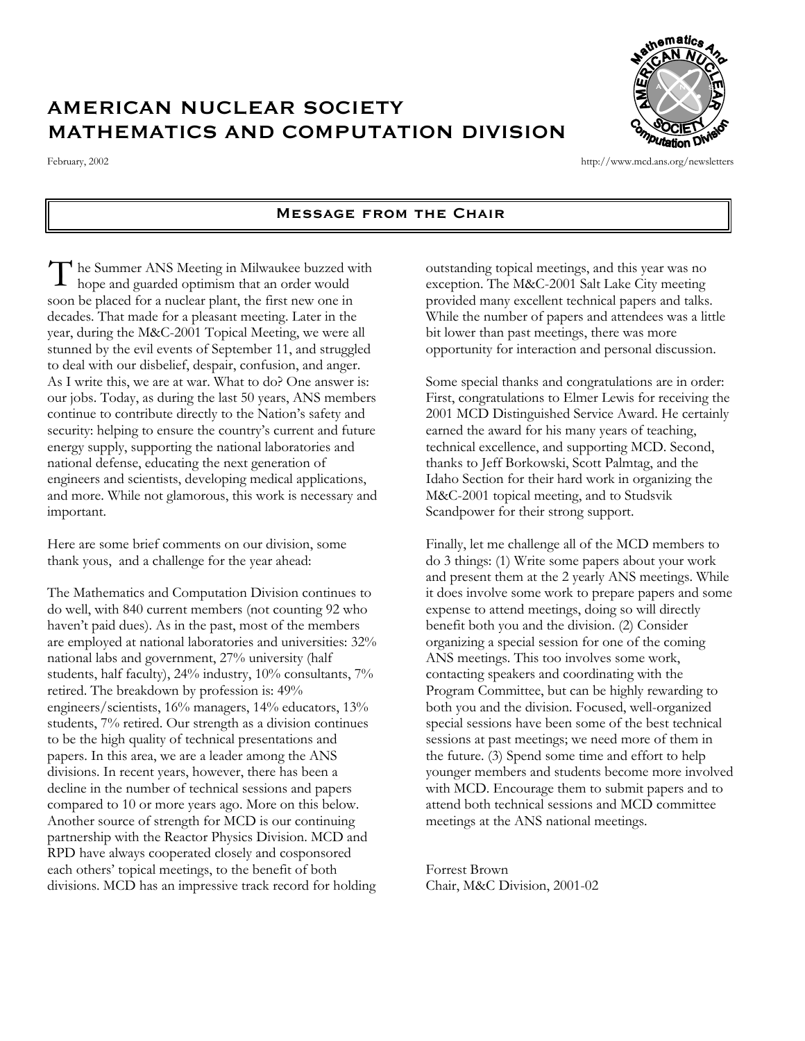# AMERICAN NUCLEAR SOCIETY MATHEMATICS AND COMPUTATION DIVISION

February, 2002

http://www.mcd.ans.org/newsletters

## Message from the Chair

The Summer ANS Meeting in Milwaukee buzzed with hope and guarded optimism that an order would soon be placed for a nuclear plant, the first new one in decades. That made for a pleasant meeting. Later in the year, during the M&C-2001 Topical Meeting, we were all stunned by the evil events of September 11, and struggled to deal with our disbelief, despair, confusion, and anger. As I write this, we are at war. What to do? One answer is: our jobs. Today, as during the last 50 years, ANS members continue to contribute directly to the Nation's safety and security: helping to ensure the country's current and future energy supply, supporting the national laboratories and national defense, educating the next generation of engineers and scientists, developing medical applications, and more. While not glamorous, this work is necessary and important.

Here are some brief comments on our division, some thank yous, and a challenge for the year ahead:

The Mathematics and Computation Division continues to do well, with 840 current members (not counting 92 who haven't paid dues). As in the past, most of the members are employed at national laboratories and universities: 32% national labs and government, 27% university (half students, half faculty), 24% industry, 10% consultants, 7% retired. The breakdown by profession is: 49% engineers/scientists, 16% managers, 14% educators, 13% students, 7% retired. Our strength as a division continues to be the high quality of technical presentations and papers. In this area, we are a leader among the ANS divisions. In recent years, however, there has been a decline in the number of technical sessions and papers compared to 10 or more years ago. More on this below. Another source of strength for MCD is our continuing partnership with the Reactor Physics Division. MCD and RPD have always cooperated closely and cosponsored each others' topical meetings, to the benefit of both divisions. MCD has an impressive track record for holding outstanding topical meetings, and this year was no exception. The M&C-2001 Salt Lake City meeting provided many excellent technical papers and talks. While the number of papers and attendees was a little bit lower than past meetings, there was more opportunity for interaction and personal discussion.

Some special thanks and congratulations are in order: First, congratulations to Elmer Lewis for receiving the 2001 MCD Distinguished Service Award. He certainly earned the award for his many years of teaching, technical excellence, and supporting MCD. Second, thanks to Jeff Borkowski, Scott Palmtag, and the Idaho Section for their hard work in organizing the M&C-2001 topical meeting, and to Studsvik Scandpower for their strong support.

Finally, let me challenge all of the MCD members to do 3 things: (1) Write some papers about your work and present them at the 2 yearly ANS meetings. While it does involve some work to prepare papers and some expense to attend meetings, doing so will directly benefit both you and the division. (2) Consider organizing a special session for one of the coming ANS meetings. This too involves some work, contacting speakers and coordinating with the Program Committee, but can be highly rewarding to both you and the division. Focused, well-organized special sessions have been some of the best technical sessions at past meetings; we need more of them in the future. (3) Spend some time and effort to help younger members and students become more involved with MCD. Encourage them to submit papers and to attend both technical sessions and MCD committee meetings at the ANS national meetings.

Forrest Brown
Chair, M&C Division, 2001-02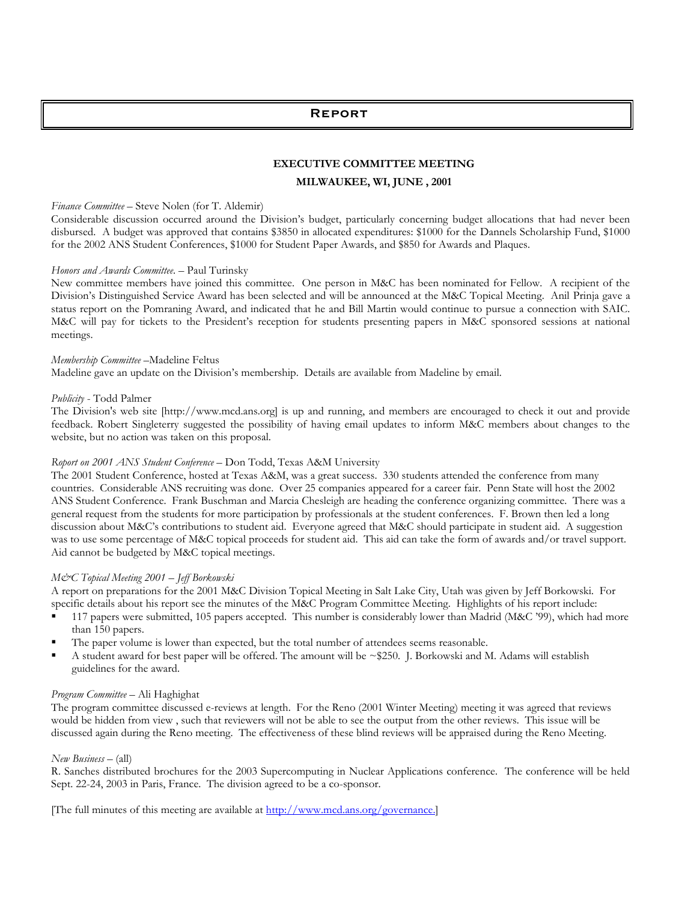# Report

## EXECUTIVE COMMITTEE MEETING

### MILWAUKEE, WI, JUNE , 2001

*Finance Committee* – Steve Nolen (for T. Aldemir)

Considerable discussion occurred around the Division's budget, particularly concerning budget allocations that had never been disbursed. A budget was approved that contains $3850 in allocated expenditures: $1000 for the Dannels Scholarship Fund, $1000 for the 2002 ANS Student Conferences, $1000 for Student Paper Awards, and $850 for Awards and Plaques.

*Honors and Awards Committee*. – Paul Turinsky

New committee members have joined this committee. One person in M&C has been nominated for Fellow. A recipient of the Division's Distinguished Service Award has been selected and will be announced at the M&C Topical Meeting. Anil Prinja gave a status report on the Pomraning Award, and indicated that he and Bill Martin would continue to pursue a connection with SAIC. M&C will pay for tickets to the President's reception for students presenting papers in M&C sponsored sessions at national meetings.

*Membership Committee* –Madeline Feltus

Madeline gave an update on the Division's membership. Details are available from Madeline by email.

*Publicity* - Todd Palmer

The Division's web site [http://www.mcd.ans.org] is up and running, and members are encouraged to check it out and provide feedback. Robert Singleterry suggested the possibility of having email updates to inform M&C members about changes to the website, but no action was taken on this proposal.

*Report on 2001 ANS Student Conference* – Don Todd, Texas A&M University

The 2001 Student Conference, hosted at Texas A&M, was a great success. 330 students attended the conference from many countries. Considerable ANS recruiting was done. Over 25 companies appeared for a career fair. Penn State will host the 2002 ANS Student Conference. Frank Buschman and Marcia Chesleigh are heading the conference organizing committee. There was a general request from the students for more participation by professionals at the student conferences. F. Brown then led a long discussion about M&C's contributions to student aid. Everyone agreed that M&C should participate in student aid. A suggestion was to use some percentage of M&C topical proceeds for student aid. This aid can take the form of awards and/or travel support. Aid cannot be budgeted by M&C topical meetings.

*M&C Topical Meeting 2001 – Jeff Borkowski*

A report on preparations for the 2001 M&C Division Topical Meeting in Salt Lake City, Utah was given by Jeff Borkowski. For specific details about his report see the minutes of the M&C Program Committee Meeting. Highlights of his report include:

- 117 papers were submitted, 105 papers accepted. This number is considerably lower than Madrid (M&C '99), which had more than 150 papers.
- The paper volume is lower than expected, but the total number of attendees seems reasonable.
- A student award for best paper will be offered. The amount will be ~$250. J. Borkowski and M. Adams will establish guidelines for the award.

*Program Committee* – Ali Haghighat

The program committee discussed e-reviews at length. For the Reno (2001 Winter Meeting) meeting it was agreed that reviews would be hidden from view , such that reviewers will not be able to see the output from the other reviews. This issue will be discussed again during the Reno meeting. The effectiveness of these blind reviews will be appraised during the Reno Meeting.

*New Business* – (all)

R. Sanches distributed brochures for the 2003 Supercomputing in Nuclear Applications conference. The conference will be held Sept. 22-24, 2003 in Paris, France. The division agreed to be a co-sponsor.

[The full minutes of this meeting are available at http://www.mcd.ans.org/governance.]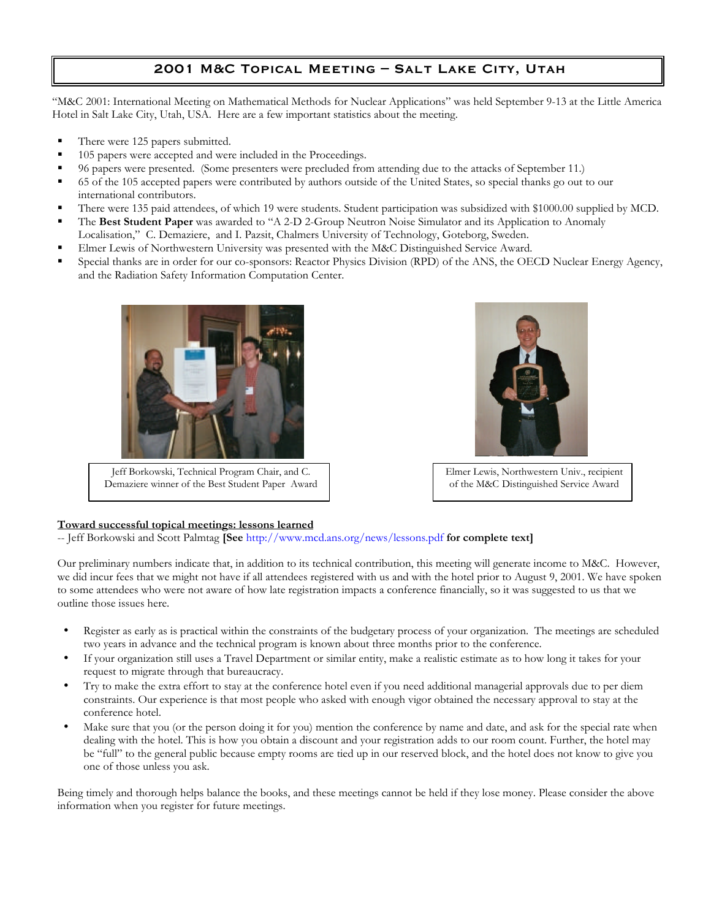# 2001 M&C Topical Meeting – Salt Lake City, Utah

"M&C 2001: International Meeting on Mathematical Methods for Nuclear Applications" was held September 9-13 at the Little America Hotel in Salt Lake City, Utah, USA. Here are a few important statistics about the meeting.

- There were 125 papers submitted.
- 105 papers were accepted and were included in the Proceedings.
- 96 papers were presented. (Some presenters were precluded from attending due to the attacks of September 11.)
- 65 of the 105 accepted papers were contributed by authors outside of the United States, so special thanks go out to our international contributors.
- There were 135 paid attendees, of which 19 were students. Student participation was subsidized with $1000.00 supplied by MCD.
- The **Best Student Paper** was awarded to "A 2-D 2-Group Neutron Noise Simulator and its Application to Anomaly Localisation," C. Demaziere, and I. Pazsit, Chalmers University of Technology, Goteborg, Sweden.
- Elmer Lewis of Northwestern University was presented with the M&C Distinguished Service Award.
- Special thanks are in order for our co-sponsors: Reactor Physics Division (RPD) of the ANS, the OECD Nuclear Energy Agency, and the Radiation Safety Information Computation Center.

Jeff Borkowski, Technical Program Chair, and C. Demaziere winner of the Best Student Paper Award

Elmer Lewis, Northwestern Univ., recipient of the M&C Distinguished Service Award

**Toward successful topical meetings: lessons learned**

-- Jeff Borkowski and Scott Palmtag **[See** http://www.mcd.ans.org/news/lessons.pdf **for complete text]**

Our preliminary numbers indicate that, in addition to its technical contribution, this meeting will generate income to M&C. However, we did incur fees that we might not have if all attendees registered with us and with the hotel prior to August 9, 2001. We have spoken to some attendees who were not aware of how late registration impacts a conference financially, so it was suggested to us that we outline those issues here.

- Register as early as is practical within the constraints of the budgetary process of your organization. The meetings are scheduled two years in advance and the technical program is known about three months prior to the conference.
- If your organization still uses a Travel Department or similar entity, make a realistic estimate as to how long it takes for your request to migrate through that bureaucracy.
- Try to make the extra effort to stay at the conference hotel even if you need additional managerial approvals due to per diem constraints. Our experience is that most people who asked with enough vigor obtained the necessary approval to stay at the conference hotel.
- Make sure that you (or the person doing it for you) mention the conference by name and date, and ask for the special rate when dealing with the hotel. This is how you obtain a discount and your registration adds to our room count. Further, the hotel may be "full" to the general public because empty rooms are tied up in our reserved block, and the hotel does not know to give you one of those unless you ask.

Being timely and thorough helps balance the books, and these meetings cannot be held if they lose money. Please consider the above information when you register for future meetings.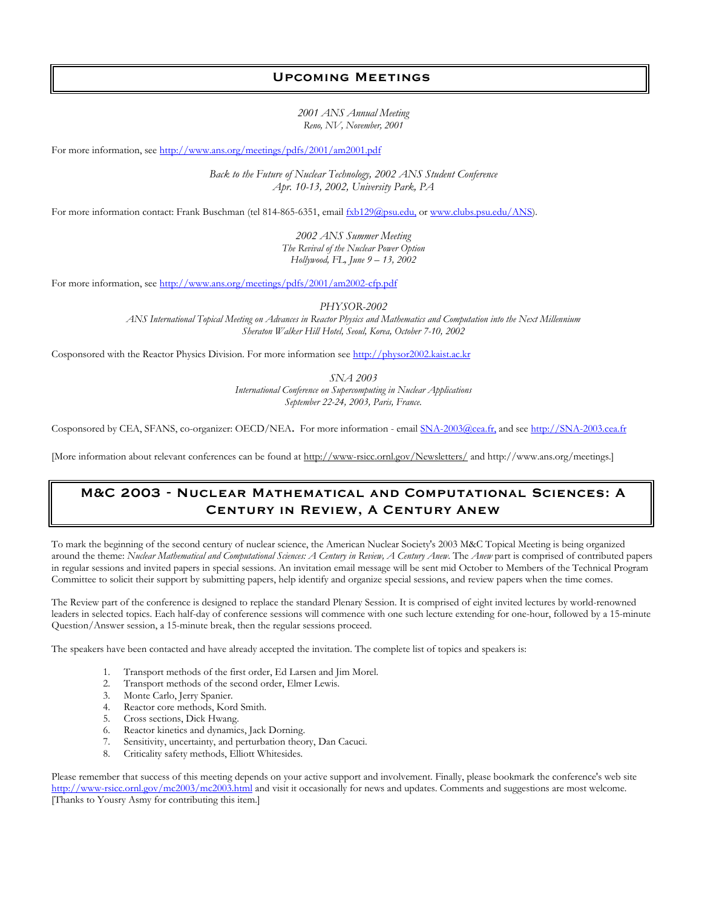## Upcoming Meetings

*2001 ANS Annual Meeting*
*Reno, NV, November, 2001*

For more information, see http://www.ans.org/meetings/pdfs/2001/am2001.pdf

*Back to the Future of Nuclear Technology, 2002 ANS Student Conference*
*Apr. 10-13, 2002, University Park, PA*

For more information contact: Frank Buschman (tel 814-865-6351, email fxb129@psu.edu, or www.clubs.psu.edu/ANS).

*2002 ANS Summer Meeting*
*The Revival of the Nuclear Power Option*
*Hollywood, FL, June 9 – 13, 2002*

For more information, see http://www.ans.org/meetings/pdfs/2001/am2002-cfp.pdf

*PHYSOR-2002*
*ANS International Topical Meeting on Advances in Reactor Physics and Mathematics and Computation into the Next Millennium*
*Sheraton Walker Hill Hotel, Seoul, Korea, October 7-10, 2002*

Cosponsored with the Reactor Physics Division. For more information see http://physor2002.kaist.ac.kr

*SNA 2003*
*International Conference on Supercomputing in Nuclear Applications*
*September 22-24, 2003, Paris, France.*

Cosponsored by CEA, SFANS, co-organizer: OECD/NEA. For more information - email SNA-2003@cea.fr, and see http://SNA-2003.cea.fr

[More information about relevant conferences can be found at http://www-rsicc.ornl.gov/Newsletters/ and http://www.ans.org/meetings.]

## M&C 2003 - Nuclear Mathematical and Computational Sciences: A Century in Review, A Century Anew

To mark the beginning of the second century of nuclear science, the American Nuclear Society's 2003 M&C Topical Meeting is being organized around the theme: *Nuclear Mathematical and Computational Sciences: A Century in Review, A Century Anew*. The *Anew* part is comprised of contributed papers in regular sessions and invited papers in special sessions. An invitation email message will be sent mid October to Members of the Technical Program Committee to solicit their support by submitting papers, help identify and organize special sessions, and review papers when the time comes.

The Review part of the conference is designed to replace the standard Plenary Session. It is comprised of eight invited lectures by world-renowned leaders in selected topics. Each half-day of conference sessions will commence with one such lecture extending for one-hour, followed by a 15-minute Question/Answer session, a 15-minute break, then the regular sessions proceed.

The speakers have been contacted and have already accepted the invitation. The complete list of topics and speakers is:

1. Transport methods of the first order, Ed Larsen and Jim Morel.
2. Transport methods of the second order, Elmer Lewis.
3. Monte Carlo, Jerry Spanier.
4. Reactor core methods, Kord Smith.
5. Cross sections, Dick Hwang.
6. Reactor kinetics and dynamics, Jack Dorning.
7. Sensitivity, uncertainty, and perturbation theory, Dan Cacuci.
8. Criticality safety methods, Elliott Whitesides.

Please remember that success of this meeting depends on your active support and involvement. Finally, please bookmark the conference's web site http://www-rsicc.ornl.gov/mc2003/mc2003.html and visit it occasionally for news and updates. Comments and suggestions are most welcome. [Thanks to Yousry Asmy for contributing this item.]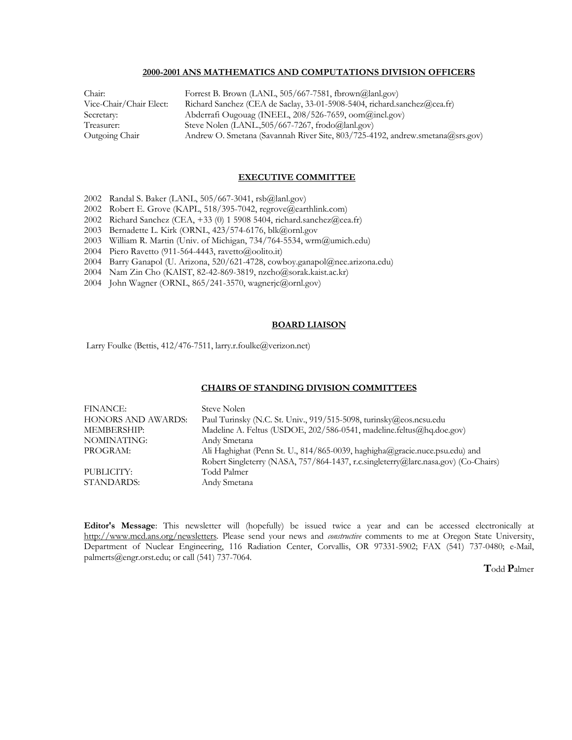## 2000-2001 ANS MATHEMATICS AND COMPUTATIONS DIVISION OFFICERS

| | |
|---|---|
| Chair: | Forrest B. Brown (LANL, 505/667-7581, fbrown@lanl.gov) |
| Vice-Chair/Chair Elect: | Richard Sanchez (CEA de Saclay, 33-01-5908-5404, richard.sanchez@cea.fr) |
| Secretary: | Abderrafi Ougouag (INEEL, 208/526-7659, oom@inel.gov) |
| Treasurer: | Steve Nolen (LANL.,505/667-7267, frodo@lanl.gov) |
| Outgoing Chair | Andrew O. Smetana (Savannah River Site, 803/725-4192, andrew.smetana@srs.gov) |

## EXECUTIVE COMMITTEE

2002 Randal S. Baker (LANL, 505/667-3041, rsb@lanl.gov)
2002 Robert E. Grove (KAPL, 518/395-7042, regrove@earthlink.com)
2002 Richard Sanchez (CEA, +33 (0) 1 5908 5404, richard.sanchez@cea.fr)
2003 Bernadette L. Kirk (ORNL, 423/574-6176, blk@ornl.gov
2003 William R. Martin (Univ. of Michigan, 734/764-5534, wrm@umich.edu)
2004 Piero Ravetto (911-564-4443, ravetto@oolito.it)
2004 Barry Ganapol (U. Arizona, 520/621-4728, cowboy.ganapol@nee.arizona.edu)
2004 Nam Zin Cho (KAIST, 82-42-869-3819, nzcho@sorak.kaist.ac.kr)
2004 John Wagner (ORNL, 865/241-3570, wagnerjc@ornl.gov)

## BOARD LIAISON

Larry Foulke (Bettis, 412/476-7511, larry.r.foulke@verizon.net)

## CHAIRS OF STANDING DIVISION COMMITTEES

| | |
|---|---|
| FINANCE: | Steve Nolen |
| HONORS AND AWARDS: | Paul Turinsky (N.C. St. Univ., 919/515-5098, turinsky@eos.ncsu.edu |
| MEMBERSHIP: | Madeline A. Feltus (USDOE, 202/586-0541, madeline.feltus@hq.doe.gov) |
| NOMINATING: | Andy Smetana |
| PROGRAM: | Ali Haghighat (Penn St. U., 814/865-0039, haghigha@gracie.nuce.psu.edu) and Robert Singleterry (NASA, 757/864-1437, r.c.singleterry@larc.nasa.gov) (Co-Chairs) |
| PUBLICITY: | Todd Palmer |
| STANDARDS: | Andy Smetana |

**Editor's Message**: This newsletter will (hopefully) be issued twice a year and can be accessed electronically at http://www.mcd.ans.org/newsletters. Please send your news and *constructive* comments to me at Oregon State University, Department of Nuclear Engineering, 116 Radiation Center, Corvallis, OR 97331-5902; FAX (541) 737-0480; e-Mail, palmerts@engr.orst.edu; or call (541) 737-7064.

**T**odd **P**almer